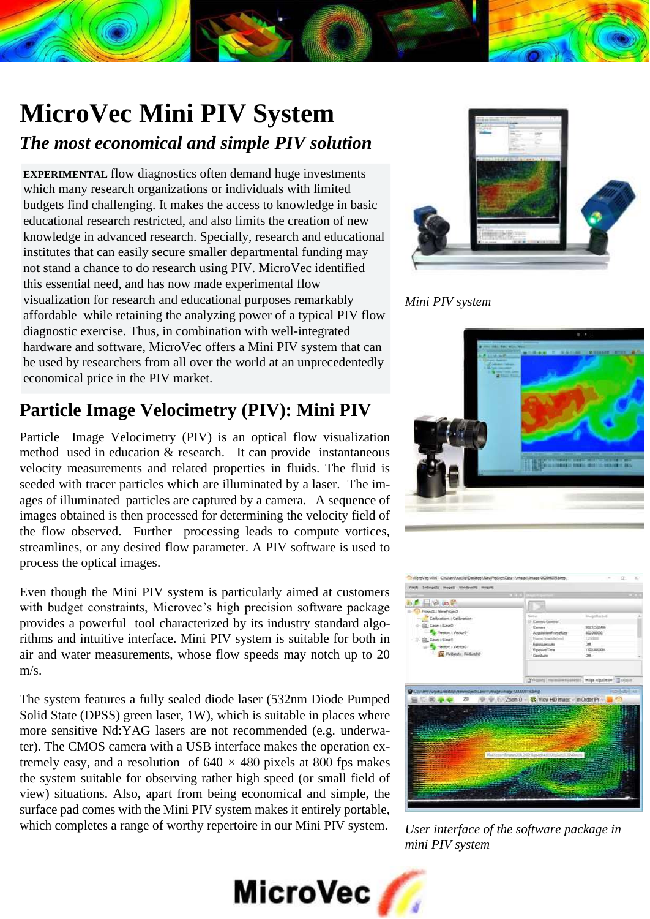# MicroVec Mini PIV System

## *The most economical and simple PIV solution*

**EXPERIMENTAL** flow diagnostics often demand huge investments which many research organizations or individuals with limited budgets find challenging. It makes the access to knowledge in basic educational research restricted, and also limits the creation of new knowledge in advanced research. Specially, research and educational institutes that can easily secure smaller departmental funding may not stand a chance to do research using PIV. MicroVec identified this essential need, and has now made experimental flow visualization for research and educational purposes remarkably affordable while retaining the analyzing power of a typical PIV flow diagnostic exercise. Thus, in combination with well-integrated hardware and software, MicroVec offers a Mini PIV system that can be used by researchers from all over the world at an unprecedentedly economical price in the PIV market.

*Mini PIV system*

## Particle Image Velocimetry (PIV): Mini PIV

Particle Image Velocimetry (PIV) is an optical flow visualization method used in education & research. It can provide instantaneous velocity measurements and related properties in fluids. The fluid is seeded with tracer particles which are illuminated by a laser. The images of illuminated particles are captured by a camera. A sequence of images obtained is then processed for determining the velocity field of the flow observed. Further processing leads to compute vortices, streamlines, or any desired flow parameter. A PIV software is used to process the optical images.

Even though the Mini PIV system is particularly aimed at customers with budget constraints, Microvec's high precision software package provides a powerful tool characterized by its industry standard algorithms and intuitive interface. Mini PIV system is suitable for both in air and water measurements, whose flow speeds may notch up to 20 m/s.

The system features a fully sealed diode laser (532nm Diode Pumped Solid State (DPSS) green laser, 1W), which is suitable in places where more sensitive Nd:YAG lasers are not recommended (e.g. underwater). The CMOS camera with a USB interface makes the operation extremely easy, and a resolution of 640 × 480 pixels at 800 fps makes the system suitable for observing rather high speed (or small field of view) situations. Also, apart from being economical and simple, the surface pad comes with the Mini PIV system makes it entirely portable, which completes a range of worthy repertoire in our Mini PIV system.

*User interface of the software package in mini PIV system*

MicroVec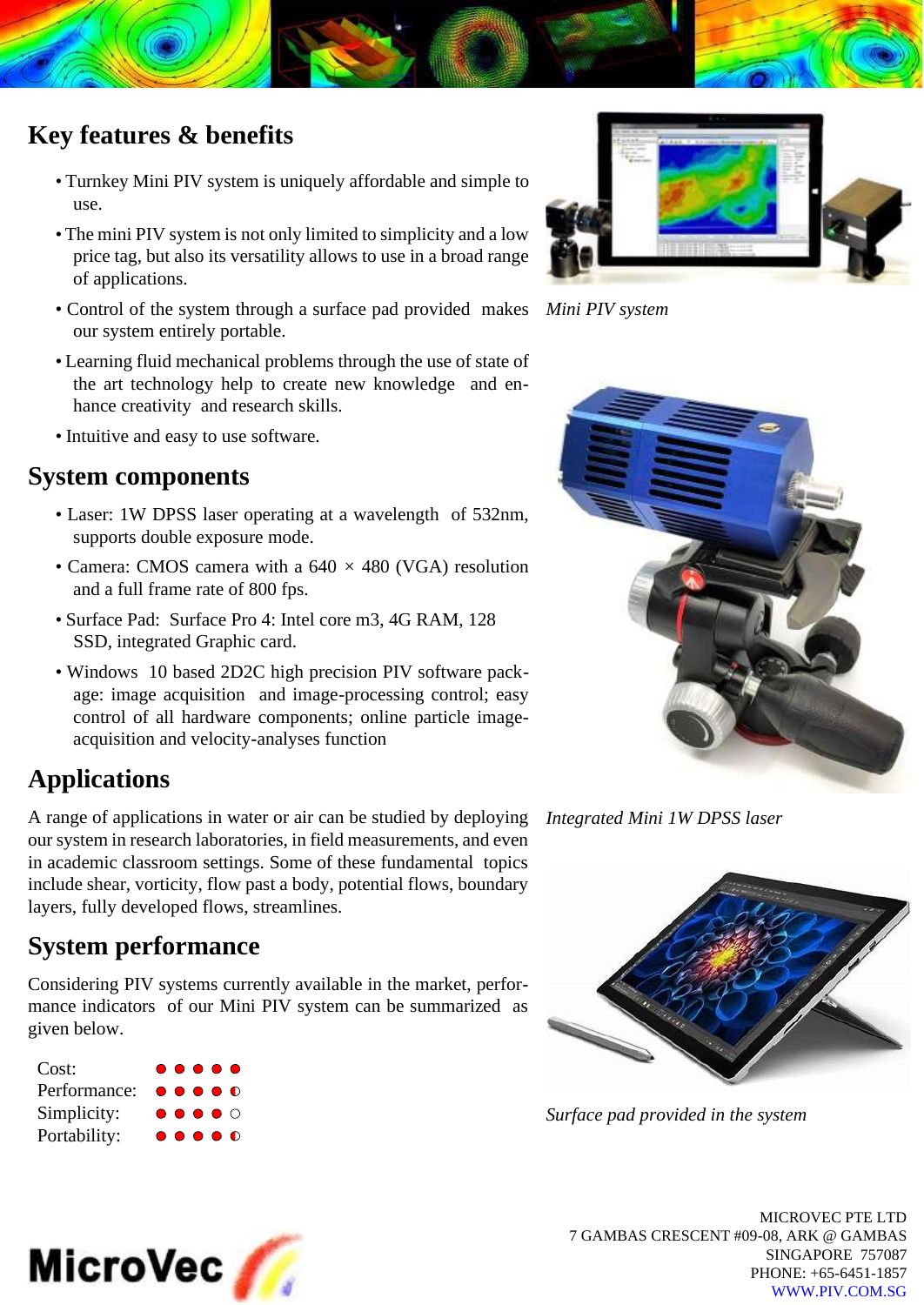## Key features & benefits

- Turnkey Mini PIV system is uniquely affordable and simple to use.
- The mini PIV system is not only limited to simplicity and a low price tag, but also its versatility allows to use in a broad range of applications.
- Control of the system through a surface pad provided makes our system entirely portable.
- Learning fluid mechanical problems through the use of state of the art technology help to create new knowledge and enhance creativity and research skills.
- Intuitive and easy to use software.

## System components

- Laser: 1W DPSS laser operating at a wavelength of 532nm, supports double exposure mode.
- Camera: CMOS camera with a 640 × 480 (VGA) resolution and a full frame rate of 800 fps.
- Surface Pad: Surface Pro 4: Intel core m3, 4G RAM, 128 SSD, integrated Graphic card.
- Windows 10 based 2D2C high precision PIV software package: image acquisition and image-processing control; easy control of all hardware components; online particle image-acquisition and velocity-analyses function

## Applications

A range of applications in water or air can be studied by deploying our system in research laboratories, in field measurements, and even in academic classroom settings. Some of these fundamental topics include shear, vorticity, flow past a body, potential flows, boundary layers, fully developed flows, streamlines.

## System performance

Considering PIV systems currently available in the market, performance indicators of our Mini PIV system can be summarized as given below.

| | |
|---|---|
| Cost: | ●●●●● |
| Performance: | ●●●●◐ |
| Simplicity: | ●●●●○ |
| Portability: | ●●●●◐ |

*Mini PIV system*

*Integrated Mini 1W DPSS laser*

*Surface pad provided in the system*

MicroVec

MICROVEC PTE LTD
7 GAMBAS CRESCENT #09-08, ARK @ GAMBAS
SINGAPORE 757087
PHONE: +65-6451-1857
WWW.PIV.COM.SG